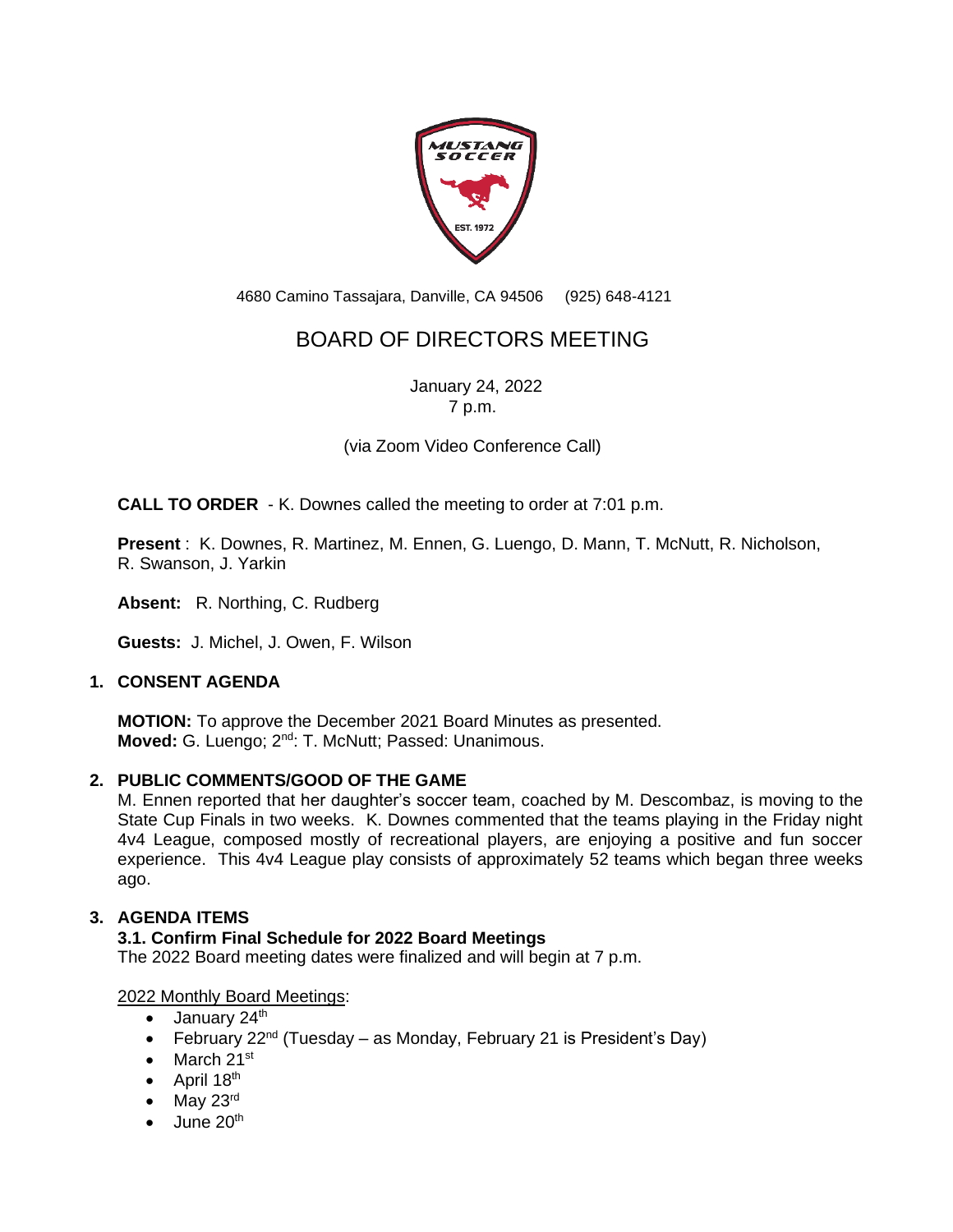4680 Camino Tassajara, Danville, CA 94506 (925) 648-4121

# BOARD OF DIRECTORS MEETING

January 24, 2022
7 p.m.

(via Zoom Video Conference Call)

**CALL TO ORDER** - K. Downes called the meeting to order at 7:01 p.m.

**Present** : K. Downes, R. Martinez, M. Ennen, G. Luengo, D. Mann, T. McNutt, R. Nicholson, R. Swanson, J. Yarkin

**Absent:** R. Northing, C. Rudberg

**Guests:** J. Michel, J. Owen, F. Wilson

## 1. CONSENT AGENDA

**MOTION:** To approve the December 2021 Board Minutes as presented.
**Moved:** G. Luengo; 2nd: T. McNutt; Passed: Unanimous.

## 2. PUBLIC COMMENTS/GOOD OF THE GAME

M. Ennen reported that her daughter's soccer team, coached by M. Descombaz, is moving to the State Cup Finals in two weeks. K. Downes commented that the teams playing in the Friday night 4v4 League, composed mostly of recreational players, are enjoying a positive and fun soccer experience. This 4v4 League play consists of approximately 52 teams which began three weeks ago.

## 3. AGENDA ITEMS

### 3.1. Confirm Final Schedule for 2022 Board Meetings

The 2022 Board meeting dates were finalized and will begin at 7 p.m.

2022 Monthly Board Meetings:

- January 24th
- February 22nd (Tuesday – as Monday, February 21 is President's Day)
- March 21st
- April 18th
- May 23rd
- June 20th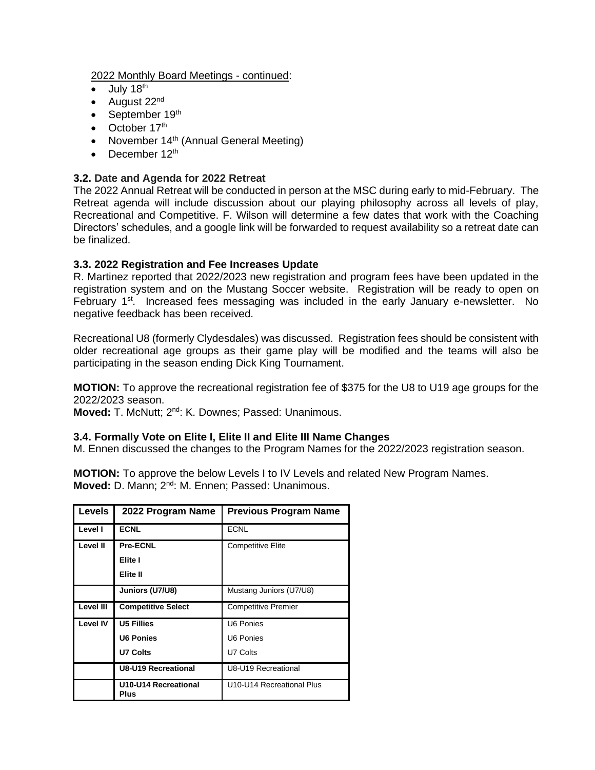2022 Monthly Board Meetings - continued:

- July 18th
- August 22nd
- September 19th
- October 17th
- November 14th (Annual General Meeting)
- December 12th

### 3.2. Date and Agenda for 2022 Retreat

The 2022 Annual Retreat will be conducted in person at the MSC during early to mid-February. The Retreat agenda will include discussion about our playing philosophy across all levels of play, Recreational and Competitive. F. Wilson will determine a few dates that work with the Coaching Directors' schedules, and a google link will be forwarded to request availability so a retreat date can be finalized.

### 3.3. 2022 Registration and Fee Increases Update

R. Martinez reported that 2022/2023 new registration and program fees have been updated in the registration system and on the Mustang Soccer website. Registration will be ready to open on February 1st. Increased fees messaging was included in the early January e-newsletter. No negative feedback has been received.

Recreational U8 (formerly Clydesdales) was discussed. Registration fees should be consistent with older recreational age groups as their game play will be modified and the teams will also be participating in the season ending Dick King Tournament.

**MOTION:** To approve the recreational registration fee of $375 for the U8 to U19 age groups for the 2022/2023 season.
**Moved:** T. McNutt; 2nd: K. Downes; Passed: Unanimous.

### 3.4. Formally Vote on Elite I, Elite II and Elite III Name Changes

M. Ennen discussed the changes to the Program Names for the 2022/2023 registration season.

**MOTION:** To approve the below Levels I to IV Levels and related New Program Names.
**Moved:** D. Mann; 2nd: M. Ennen; Passed: Unanimous.

| Levels | 2022 Program Name | Previous Program Name |
|---|---|---|
| Level I | **ECNL** | ECNL |
| Level II | **Pre-ECNL**<br>**Elite I**<br>**Elite II** | Competitive Elite |
| | **Juniors (U7/U8)** | Mustang Juniors (U7/U8) |
| Level III | **Competitive Select** | Competitive Premier |
| Level IV | **U5 Fillies**<br>**U6 Ponies**<br>**U7 Colts** | U6 Ponies<br>U6 Ponies<br>U7 Colts |
| | **U8-U19 Recreational** | U8-U19 Recreational |
| | **U10-U14 Recreational Plus** | U10-U14 Recreational Plus |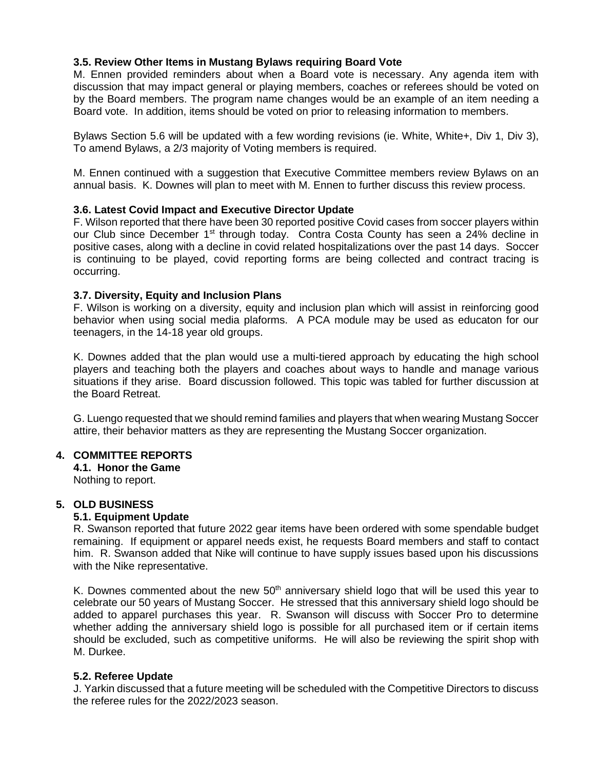### 3.5. Review Other Items in Mustang Bylaws requiring Board Vote

M. Ennen provided reminders about when a Board vote is necessary. Any agenda item with discussion that may impact general or playing members, coaches or referees should be voted on by the Board members. The program name changes would be an example of an item needing a Board vote. In addition, items should be voted on prior to releasing information to members.

Bylaws Section 5.6 will be updated with a few wording revisions (ie. White, White+, Div 1, Div 3), To amend Bylaws, a 2/3 majority of Voting members is required.

M. Ennen continued with a suggestion that Executive Committee members review Bylaws on an annual basis. K. Downes will plan to meet with M. Ennen to further discuss this review process.

### 3.6. Latest Covid Impact and Executive Director Update

F. Wilson reported that there have been 30 reported positive Covid cases from soccer players within our Club since December 1st through today. Contra Costa County has seen a 24% decline in positive cases, along with a decline in covid related hospitalizations over the past 14 days. Soccer is continuing to be played, covid reporting forms are being collected and contract tracing is occurring.

### 3.7. Diversity, Equity and Inclusion Plans

F. Wilson is working on a diversity, equity and inclusion plan which will assist in reinforcing good behavior when using social media plaforms. A PCA module may be used as educaton for our teenagers, in the 14-18 year old groups.

K. Downes added that the plan would use a multi-tiered approach by educating the high school players and teaching both the players and coaches about ways to handle and manage various situations if they arise. Board discussion followed. This topic was tabled for further discussion at the Board Retreat.

G. Luengo requested that we should remind families and players that when wearing Mustang Soccer attire, their behavior matters as they are representing the Mustang Soccer organization.

## 4. COMMITTEE REPORTS

### 4.1. Honor the Game

Nothing to report.

## 5. OLD BUSINESS

### 5.1. Equipment Update

R. Swanson reported that future 2022 gear items have been ordered with some spendable budget remaining. If equipment or apparel needs exist, he requests Board members and staff to contact him. R. Swanson added that Nike will continue to have supply issues based upon his discussions with the Nike representative.

K. Downes commented about the new 50th anniversary shield logo that will be used this year to celebrate our 50 years of Mustang Soccer. He stressed that this anniversary shield logo should be added to apparel purchases this year. R. Swanson will discuss with Soccer Pro to determine whether adding the anniversary shield logo is possible for all purchased item or if certain items should be excluded, such as competitive uniforms. He will also be reviewing the spirit shop with M. Durkee.

### 5.2. Referee Update

J. Yarkin discussed that a future meeting will be scheduled with the Competitive Directors to discuss the referee rules for the 2022/2023 season.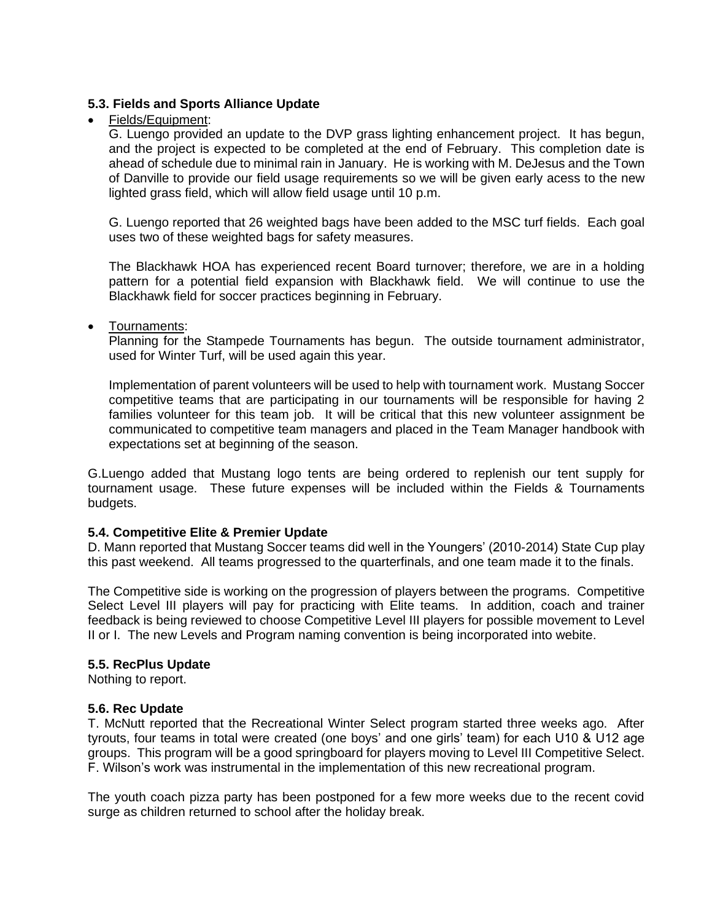### 5.3. Fields and Sports Alliance Update

- Fields/Equipment:

  G. Luengo provided an update to the DVP grass lighting enhancement project. It has begun, and the project is expected to be completed at the end of February. This completion date is ahead of schedule due to minimal rain in January. He is working with M. DeJesus and the Town of Danville to provide our field usage requirements so we will be given early acess to the new lighted grass field, which will allow field usage until 10 p.m.

  G. Luengo reported that 26 weighted bags have been added to the MSC turf fields. Each goal uses two of these weighted bags for safety measures.

  The Blackhawk HOA has experienced recent Board turnover; therefore, we are in a holding pattern for a potential field expansion with Blackhawk field. We will continue to use the Blackhawk field for soccer practices beginning in February.

- Tournaments:

  Planning for the Stampede Tournaments has begun. The outside tournament administrator, used for Winter Turf, will be used again this year.

  Implementation of parent volunteers will be used to help with tournament work. Mustang Soccer competitive teams that are participating in our tournaments will be responsible for having 2 families volunteer for this team job. It will be critical that this new volunteer assignment be communicated to competitive team managers and placed in the Team Manager handbook with expectations set at beginning of the season.

G.Luengo added that Mustang logo tents are being ordered to replenish our tent supply for tournament usage. These future expenses will be included within the Fields & Tournaments budgets.

### 5.4. Competitive Elite & Premier Update

D. Mann reported that Mustang Soccer teams did well in the Youngers' (2010-2014) State Cup play this past weekend. All teams progressed to the quarterfinals, and one team made it to the finals.

The Competitive side is working on the progression of players between the programs. Competitive Select Level III players will pay for practicing with Elite teams. In addition, coach and trainer feedback is being reviewed to choose Competitive Level III players for possible movement to Level II or I. The new Levels and Program naming convention is being incorporated into webite.

### 5.5. RecPlus Update

Nothing to report.

### 5.6. Rec Update

T. McNutt reported that the Recreational Winter Select program started three weeks ago. After tyrouts, four teams in total were created (one boys' and one girls' team) for each U10 & U12 age groups. This program will be a good springboard for players moving to Level III Competitive Select. F. Wilson's work was instrumental in the implementation of this new recreational program.

The youth coach pizza party has been postponed for a few more weeks due to the recent covid surge as children returned to school after the holiday break.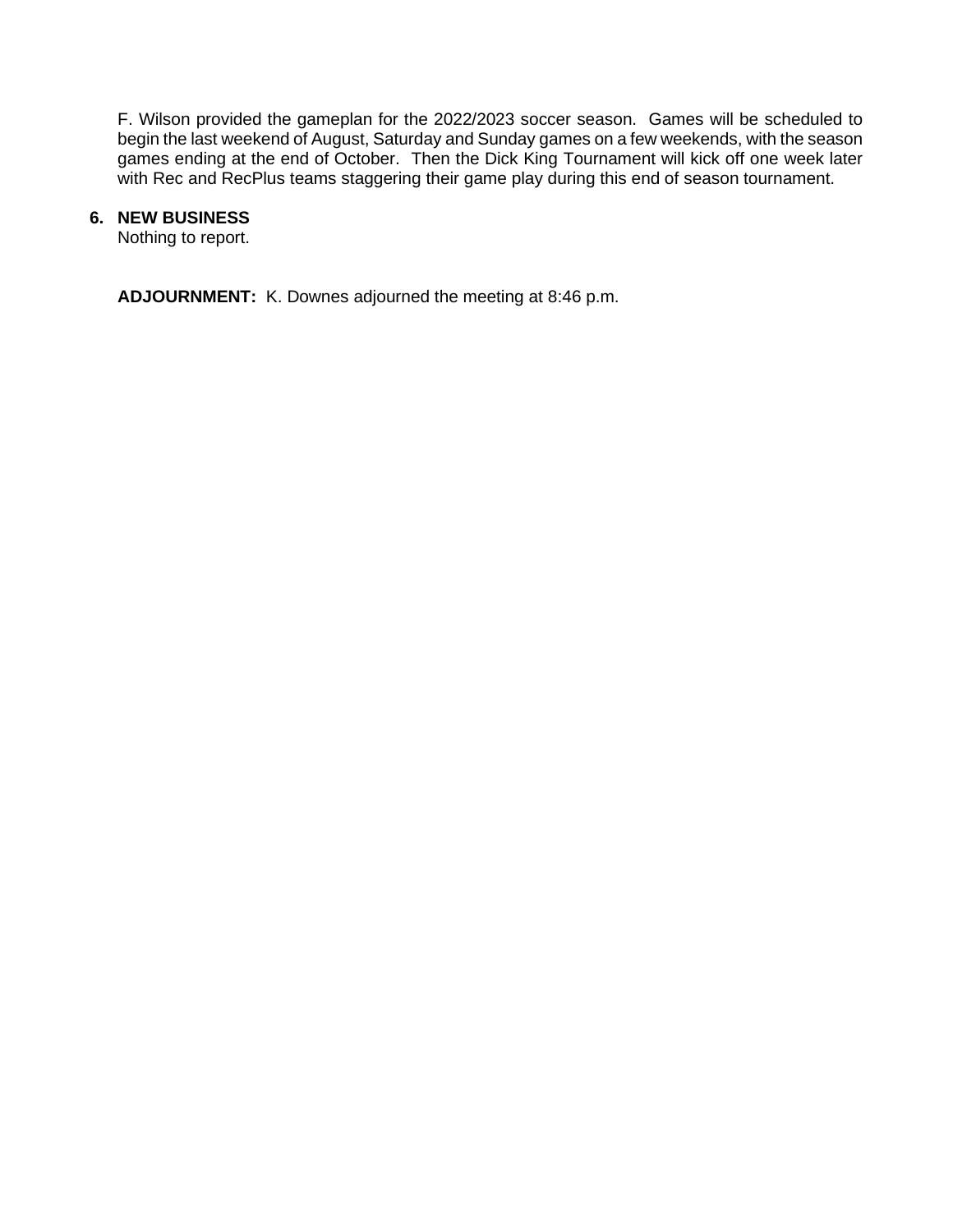F. Wilson provided the gameplan for the 2022/2023 soccer season. Games will be scheduled to begin the last weekend of August, Saturday and Sunday games on a few weekends, with the season games ending at the end of October. Then the Dick King Tournament will kick off one week later with Rec and RecPlus teams staggering their game play during this end of season tournament.

**6. NEW BUSINESS**

Nothing to report.

**ADJOURNMENT:** K. Downes adjourned the meeting at 8:46 p.m.